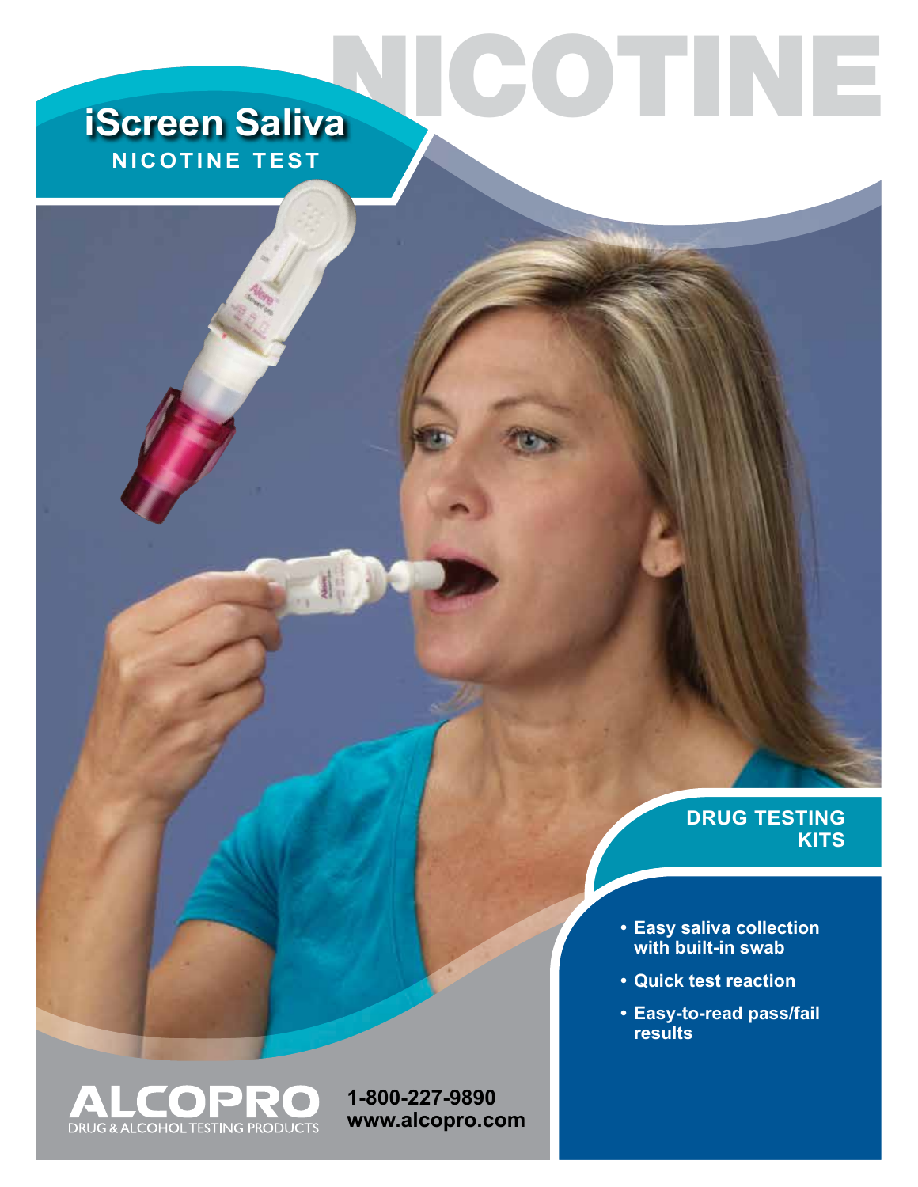# NICOTINE

## iScreen Saliva

**NICOTINE TEST**

### DRUG TESTING KITS

- Easy saliva collection with built-in swab
- Quick test reaction
- Easy-to-read pass/fail results

**ALCOPRO**
DRUG & ALCOHOL TESTING PRODUCTS

**1-800-227-9890**
**www.alcopro.com**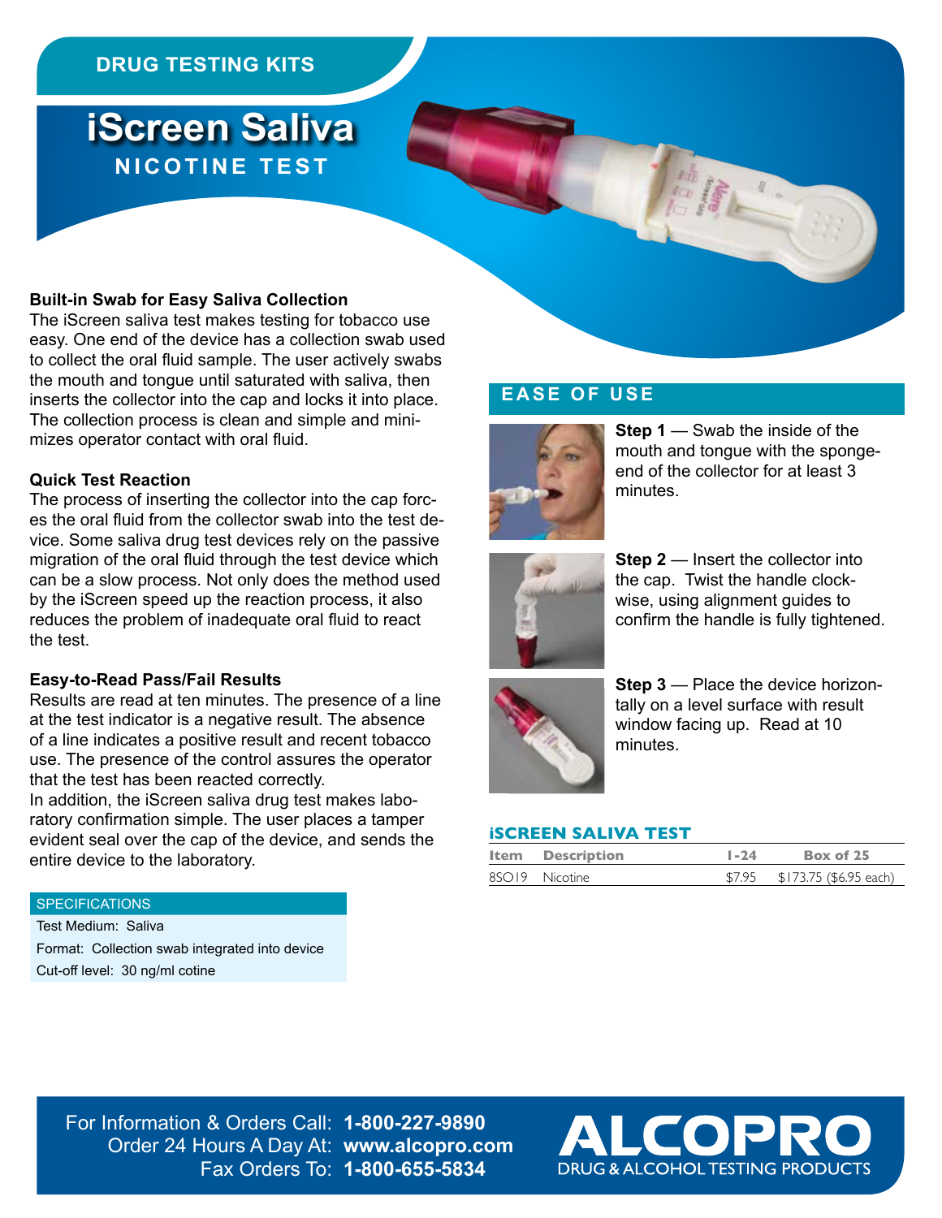DRUG TESTING KITS

# iScreen Saliva

## NICOTINE TEST

### Built-in Swab for Easy Saliva Collection

The iScreen saliva test makes testing for tobacco use easy. One end of the device has a collection swab used to collect the oral fluid sample. The user actively swabs the mouth and tongue until saturated with saliva, then inserts the collector into the cap and locks it into place. The collection process is clean and simple and minimizes operator contact with oral fluid.

### Quick Test Reaction

The process of inserting the collector into the cap forces the oral fluid from the collector swab into the test device. Some saliva drug test devices rely on the passive migration of the oral fluid through the test device which can be a slow process. Not only does the method used by the iScreen speed up the reaction process, it also reduces the problem of inadequate oral fluid to react the test.

### Easy-to-Read Pass/Fail Results

Results are read at ten minutes. The presence of a line at the test indicator is a negative result. The absence of a line indicates a positive result and recent tobacco use. The presence of the control assures the operator that the test has been reacted correctly.

In addition, the iScreen saliva drug test makes laboratory confirmation simple. The user places a tamper evident seal over the cap of the device, and sends the entire device to the laboratory.

### SPECIFICATIONS

Test Medium: Saliva

Format: Collection swab integrated into device

Cut-off level: 30 ng/ml cotine

## EASE OF USE

**Step 1** — Swab the inside of the mouth and tongue with the sponge-end of the collector for at least 3 minutes.

**Step 2** — Insert the collector into the cap. Twist the handle clockwise, using alignment guides to confirm the handle is fully tightened.

**Step 3** — Place the device horizontally on a level surface with result window facing up. Read at 10 minutes.

### iSCREEN SALIVA TEST

| Item | Description | 1-24 | Box of 25 |
|---|---|---|---|
| 8SO19 | Nicotine | $7.95 | $173.75 ($6.95 each) |

For Information & Orders Call: **1-800-227-9890**
Order 24 Hours A Day At: **www.alcopro.com**
Fax Orders To: **1-800-655-5834**

**ALCOPRO**
DRUG & ALCOHOL TESTING PRODUCTS